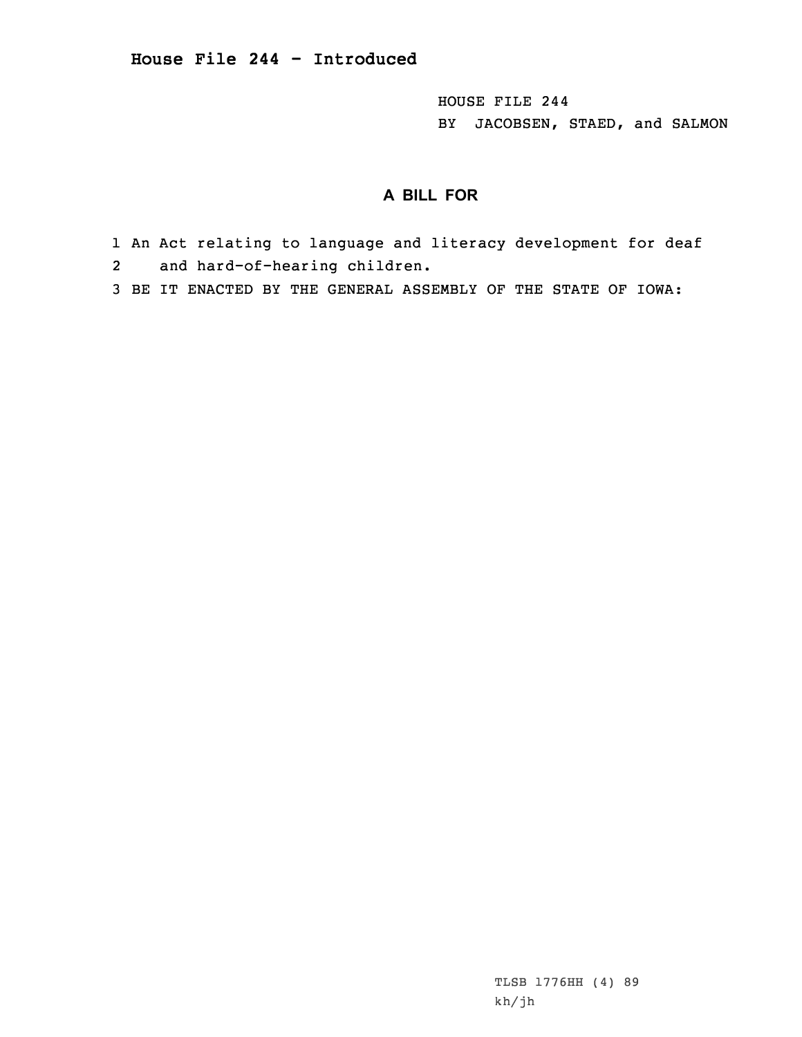# House File 244 - Introduced

HOUSE FILE 244
BY JACOBSEN, STAED, and SALMON

## A BILL FOR

1 An Act relating to language and literacy development for deaf
2 and hard-of-hearing children.
3 BE IT ENACTED BY THE GENERAL ASSEMBLY OF THE STATE OF IOWA:

TLSB 1776HH (4) 89
kh/jh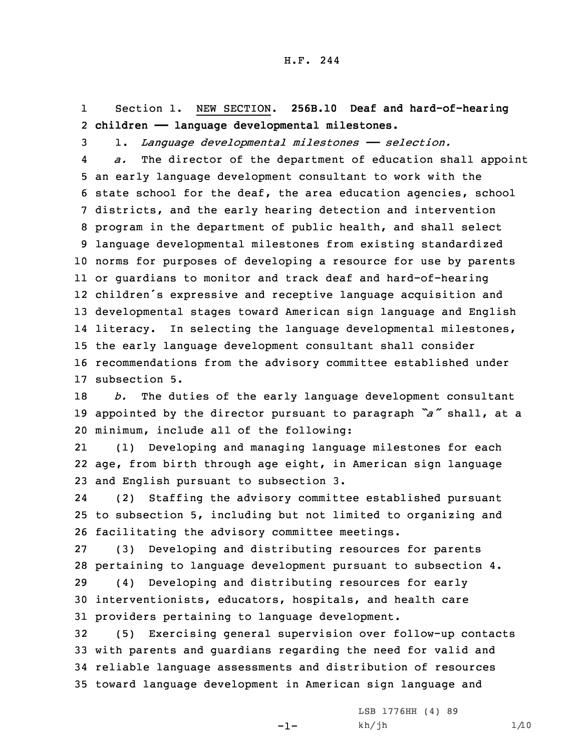H.F. 244

Section 1. NEW SECTION. **256B.10 Deaf and hard-of-hearing children —— language developmental milestones.**

1. *Language developmental milestones —— selection.*

*a.* The director of the department of education shall appoint an early language development consultant to work with the state school for the deaf, the area education agencies, school districts, and the early hearing detection and intervention program in the department of public health, and shall select language developmental milestones from existing standardized norms for purposes of developing a resource for use by parents or guardians to monitor and track deaf and hard-of-hearing children's expressive and receptive language acquisition and developmental stages toward American sign language and English literacy. In selecting the language developmental milestones, the early language development consultant shall consider recommendations from the advisory committee established under subsection 5.

*b.* The duties of the early language development consultant appointed by the director pursuant to paragraph *"a"* shall, at a minimum, include all of the following:

(1) Developing and managing language milestones for each age, from birth through age eight, in American sign language and English pursuant to subsection 3.

(2) Staffing the advisory committee established pursuant to subsection 5, including but not limited to organizing and facilitating the advisory committee meetings.

(3) Developing and distributing resources for parents pertaining to language development pursuant to subsection 4.

(4) Developing and distributing resources for early interventionists, educators, hospitals, and health care providers pertaining to language development.

(5) Exercising general supervision over follow-up contacts with parents and guardians regarding the need for valid and reliable language assessments and distribution of resources toward language development in American sign language and

LSB 1776HH (4) 89
kh/jh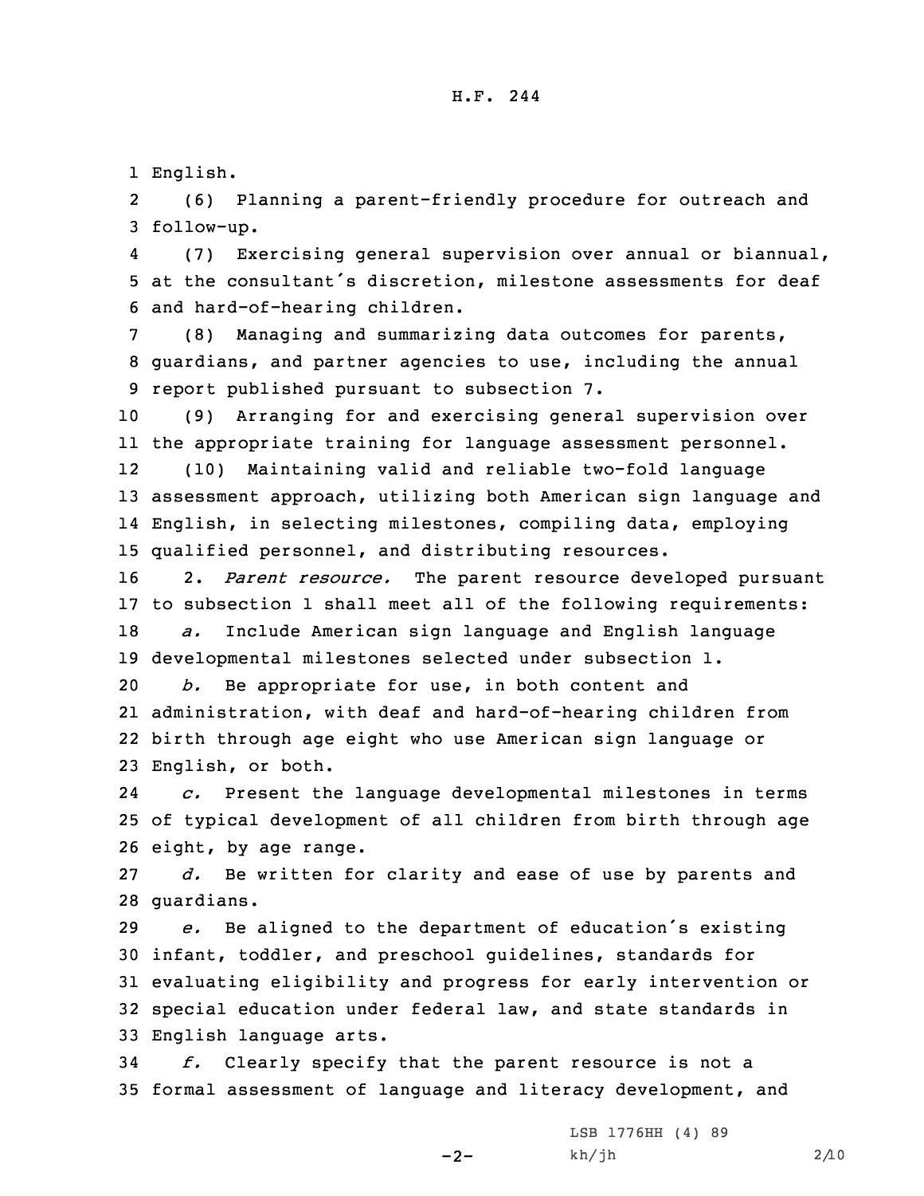English.

(6) Planning a parent-friendly procedure for outreach and follow-up.

(7) Exercising general supervision over annual or biannual, at the consultant's discretion, milestone assessments for deaf and hard-of-hearing children.

(8) Managing and summarizing data outcomes for parents, guardians, and partner agencies to use, including the annual report published pursuant to subsection 7.

(9) Arranging for and exercising general supervision over the appropriate training for language assessment personnel.

(10) Maintaining valid and reliable two-fold language assessment approach, utilizing both American sign language and English, in selecting milestones, compiling data, employing qualified personnel, and distributing resources.

2. *Parent resource.* The parent resource developed pursuant to subsection 1 shall meet all of the following requirements:

*a.* Include American sign language and English language developmental milestones selected under subsection 1.

*b.* Be appropriate for use, in both content and administration, with deaf and hard-of-hearing children from birth through age eight who use American sign language or English, or both.

*c.* Present the language developmental milestones in terms of typical development of all children from birth through age eight, by age range.

*d.* Be written for clarity and ease of use by parents and guardians.

*e.* Be aligned to the department of education's existing infant, toddler, and preschool guidelines, standards for evaluating eligibility and progress for early intervention or special education under federal law, and state standards in English language arts.

*f.* Clearly specify that the parent resource is not a formal assessment of language and literacy development, and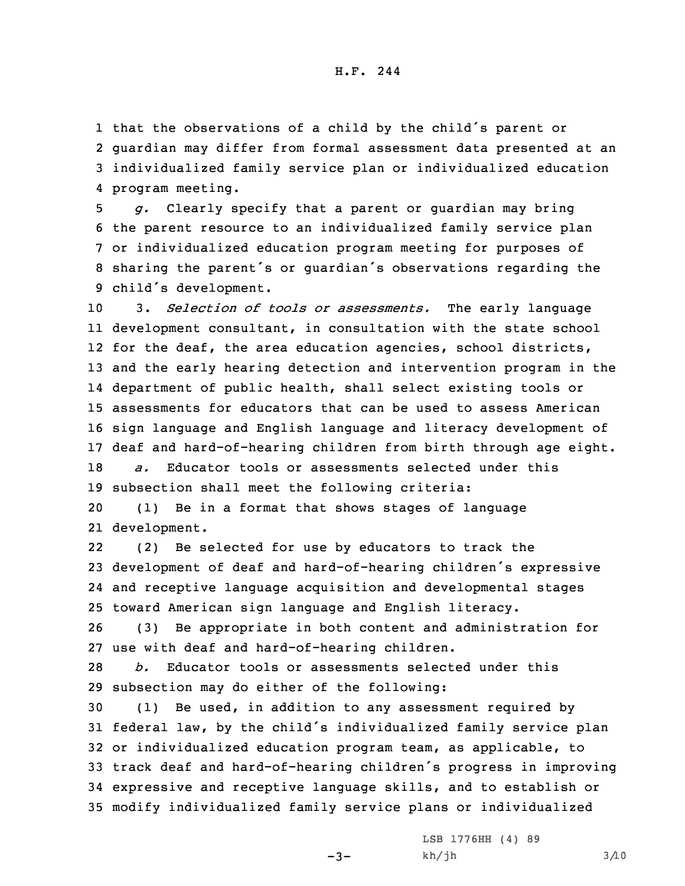that the observations of a child by the child's parent or guardian may differ from formal assessment data presented at an individualized family service plan or individualized education program meeting.

*g.* Clearly specify that a parent or guardian may bring the parent resource to an individualized family service plan or individualized education program meeting for purposes of sharing the parent's or guardian's observations regarding the child's development.

3. *Selection of tools or assessments.* The early language development consultant, in consultation with the state school for the deaf, the area education agencies, school districts, and the early hearing detection and intervention program in the department of public health, shall select existing tools or assessments for educators that can be used to assess American sign language and English language and literacy development of deaf and hard-of-hearing children from birth through age eight.

*a.* Educator tools or assessments selected under this subsection shall meet the following criteria:

(1) Be in a format that shows stages of language development.

(2) Be selected for use by educators to track the development of deaf and hard-of-hearing children's expressive and receptive language acquisition and developmental stages toward American sign language and English literacy.

(3) Be appropriate in both content and administration for use with deaf and hard-of-hearing children.

*b.* Educator tools or assessments selected under this subsection may do either of the following:

(1) Be used, in addition to any assessment required by federal law, by the child's individualized family service plan or individualized education program team, as applicable, to track deaf and hard-of-hearing children's progress in improving expressive and receptive language skills, and to establish or modify individualized family service plans or individualized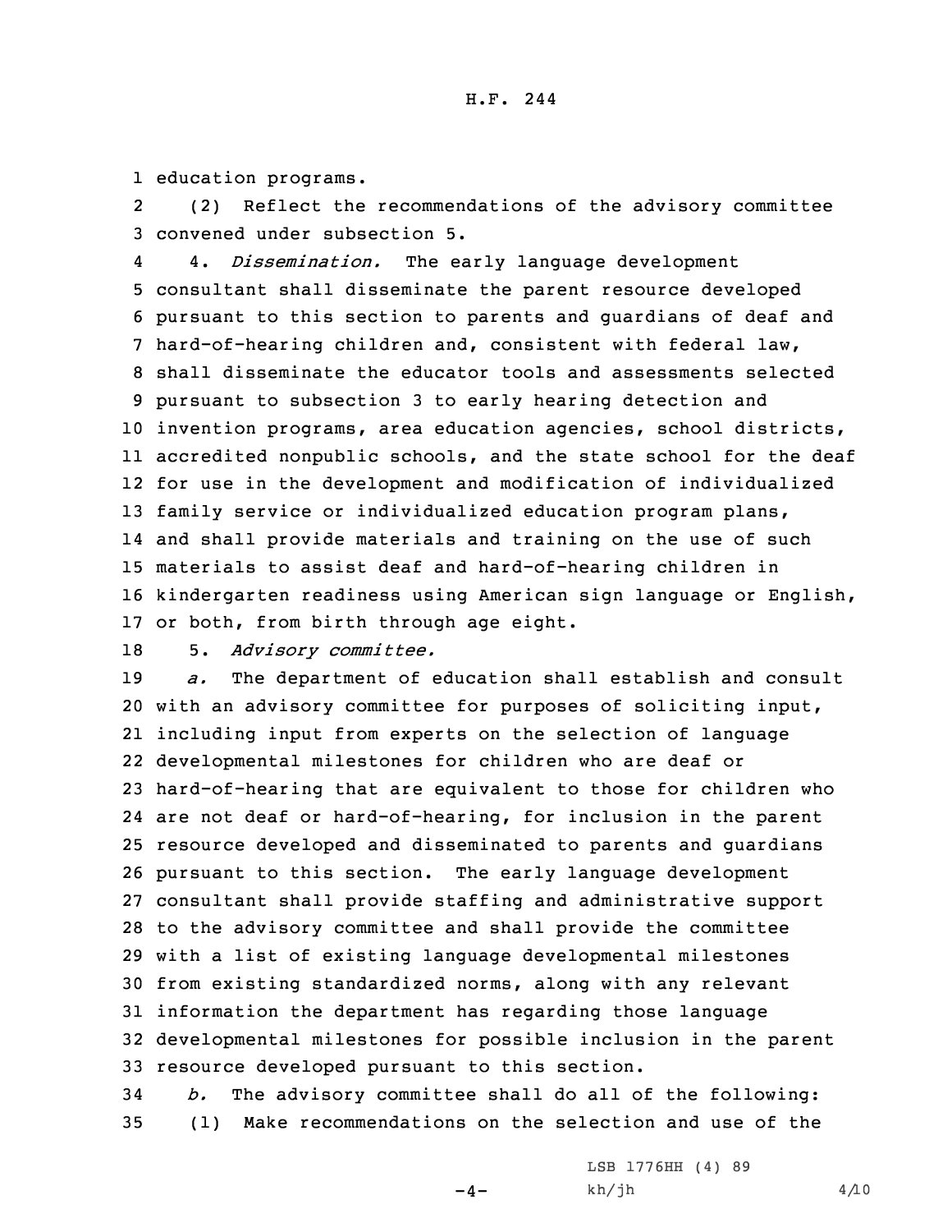education programs.

(2) Reflect the recommendations of the advisory committee convened under subsection 5.

4. *Dissemination.* The early language development consultant shall disseminate the parent resource developed pursuant to this section to parents and guardians of deaf and hard-of-hearing children and, consistent with federal law, shall disseminate the educator tools and assessments selected pursuant to subsection 3 to early hearing detection and invention programs, area education agencies, school districts, accredited nonpublic schools, and the state school for the deaf for use in the development and modification of individualized family service or individualized education program plans, and shall provide materials and training on the use of such materials to assist deaf and hard-of-hearing children in kindergarten readiness using American sign language or English, or both, from birth through age eight.

5. *Advisory committee.*

*a.* The department of education shall establish and consult with an advisory committee for purposes of soliciting input, including input from experts on the selection of language developmental milestones for children who are deaf or hard-of-hearing that are equivalent to those for children who are not deaf or hard-of-hearing, for inclusion in the parent resource developed and disseminated to parents and guardians pursuant to this section. The early language development consultant shall provide staffing and administrative support to the advisory committee and shall provide the committee with a list of existing language developmental milestones from existing standardized norms, along with any relevant information the department has regarding those language developmental milestones for possible inclusion in the parent resource developed pursuant to this section.

*b.* The advisory committee shall do all of the following:

(1) Make recommendations on the selection and use of the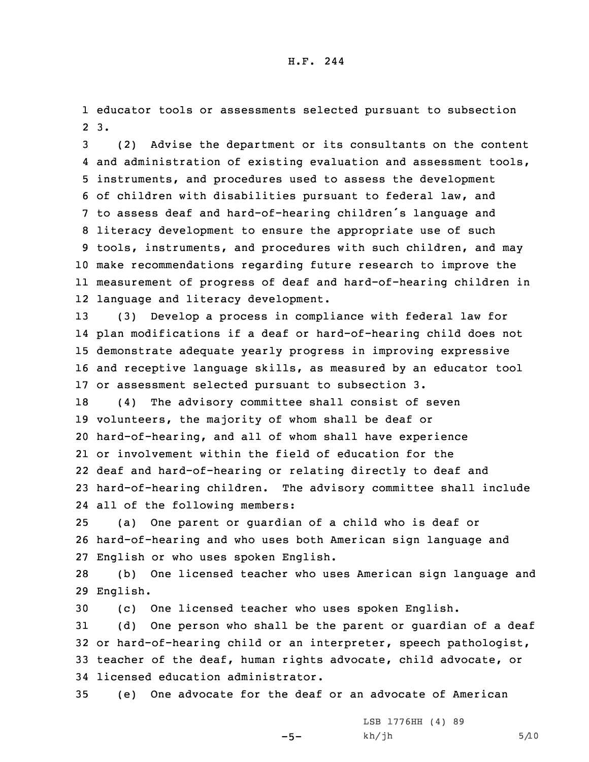educator tools or assessments selected pursuant to subsection 3.

(2) Advise the department or its consultants on the content and administration of existing evaluation and assessment tools, instruments, and procedures used to assess the development of children with disabilities pursuant to federal law, and to assess deaf and hard-of-hearing children's language and literacy development to ensure the appropriate use of such tools, instruments, and procedures with such children, and may make recommendations regarding future research to improve the measurement of progress of deaf and hard-of-hearing children in language and literacy development.

(3) Develop a process in compliance with federal law for plan modifications if a deaf or hard-of-hearing child does not demonstrate adequate yearly progress in improving expressive and receptive language skills, as measured by an educator tool or assessment selected pursuant to subsection 3.

(4) The advisory committee shall consist of seven volunteers, the majority of whom shall be deaf or hard-of-hearing, and all of whom shall have experience or involvement within the field of education for the deaf and hard-of-hearing or relating directly to deaf and hard-of-hearing children. The advisory committee shall include all of the following members:

(a) One parent or guardian of a child who is deaf or hard-of-hearing and who uses both American sign language and English or who uses spoken English.

(b) One licensed teacher who uses American sign language and English.

(c) One licensed teacher who uses spoken English.

(d) One person who shall be the parent or guardian of a deaf or hard-of-hearing child or an interpreter, speech pathologist, teacher of the deaf, human rights advocate, child advocate, or licensed education administrator.

(e) One advocate for the deaf or an advocate of American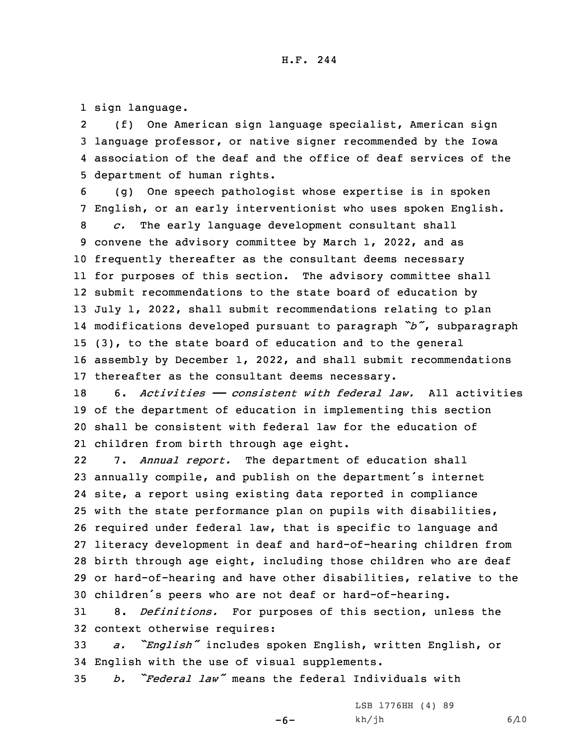sign language.

(f) One American sign language specialist, American sign language professor, or native signer recommended by the Iowa association of the deaf and the office of deaf services of the department of human rights.

(g) One speech pathologist whose expertise is in spoken English, or an early interventionist who uses spoken English.

*c.* The early language development consultant shall convene the advisory committee by March 1, 2022, and as frequently thereafter as the consultant deems necessary for purposes of this section. The advisory committee shall submit recommendations to the state board of education by July 1, 2022, shall submit recommendations relating to plan modifications developed pursuant to paragraph *"b"*, subparagraph (3), to the state board of education and to the general assembly by December 1, 2022, and shall submit recommendations thereafter as the consultant deems necessary.

6. *Activities —— consistent with federal law.* All activities of the department of education in implementing this section shall be consistent with federal law for the education of children from birth through age eight.

7. *Annual report.* The department of education shall annually compile, and publish on the department's internet site, a report using existing data reported in compliance with the state performance plan on pupils with disabilities, required under federal law, that is specific to language and literacy development in deaf and hard-of-hearing children from birth through age eight, including those children who are deaf or hard-of-hearing and have other disabilities, relative to the children's peers who are not deaf or hard-of-hearing.

8. *Definitions.* For purposes of this section, unless the context otherwise requires:

*a. "English"* includes spoken English, written English, or English with the use of visual supplements.

*b. "Federal law"* means the federal Individuals with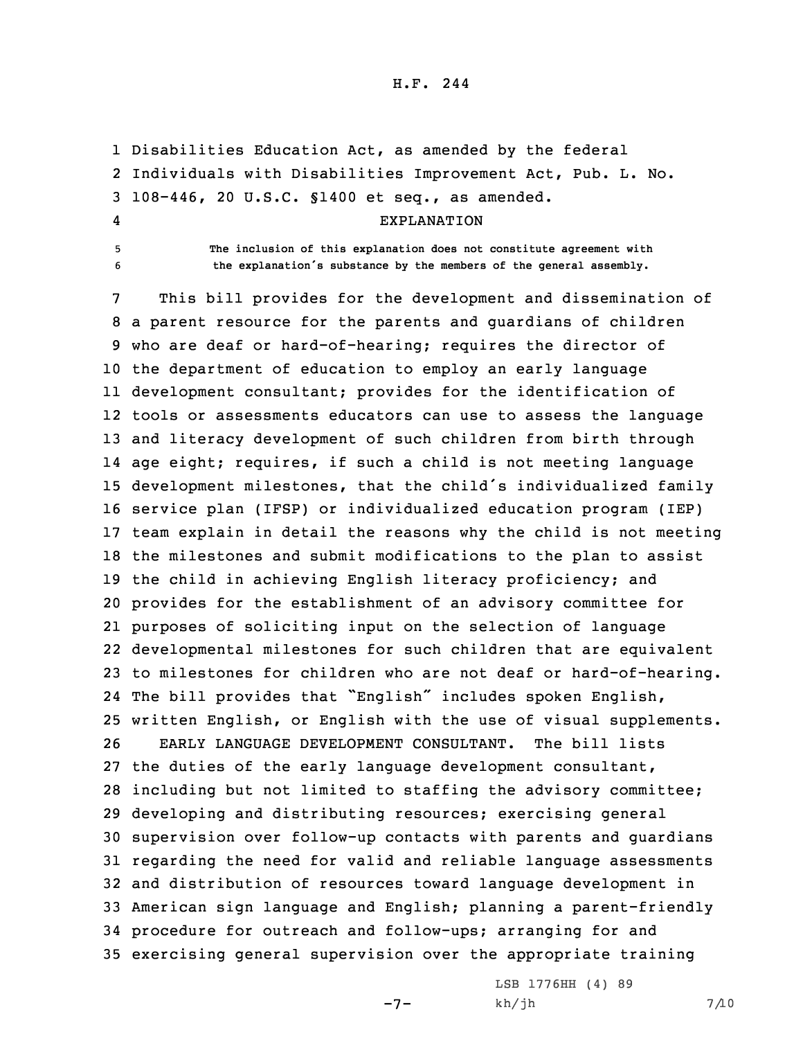Disabilities Education Act, as amended by the federal Individuals with Disabilities Improvement Act, Pub. L. No. 108-446, 20 U.S.C. §1400 et seq., as amended.

EXPLANATION

The inclusion of this explanation does not constitute agreement with the explanation's substance by the members of the general assembly.

This bill provides for the development and dissemination of a parent resource for the parents and guardians of children who are deaf or hard-of-hearing; requires the director of the department of education to employ an early language development consultant; provides for the identification of tools or assessments educators can use to assess the language and literacy development of such children from birth through age eight; requires, if such a child is not meeting language development milestones, that the child's individualized family service plan (IFSP) or individualized education program (IEP) team explain in detail the reasons why the child is not meeting the milestones and submit modifications to the plan to assist the child in achieving English literacy proficiency; and provides for the establishment of an advisory committee for purposes of soliciting input on the selection of language developmental milestones for such children that are equivalent to milestones for children who are not deaf or hard-of-hearing. The bill provides that "English" includes spoken English, written English, or English with the use of visual supplements.

EARLY LANGUAGE DEVELOPMENT CONSULTANT. The bill lists the duties of the early language development consultant, including but not limited to staffing the advisory committee; developing and distributing resources; exercising general supervision over follow-up contacts with parents and guardians regarding the need for valid and reliable language assessments and distribution of resources toward language development in American sign language and English; planning a parent-friendly procedure for outreach and follow-ups; arranging for and exercising general supervision over the appropriate training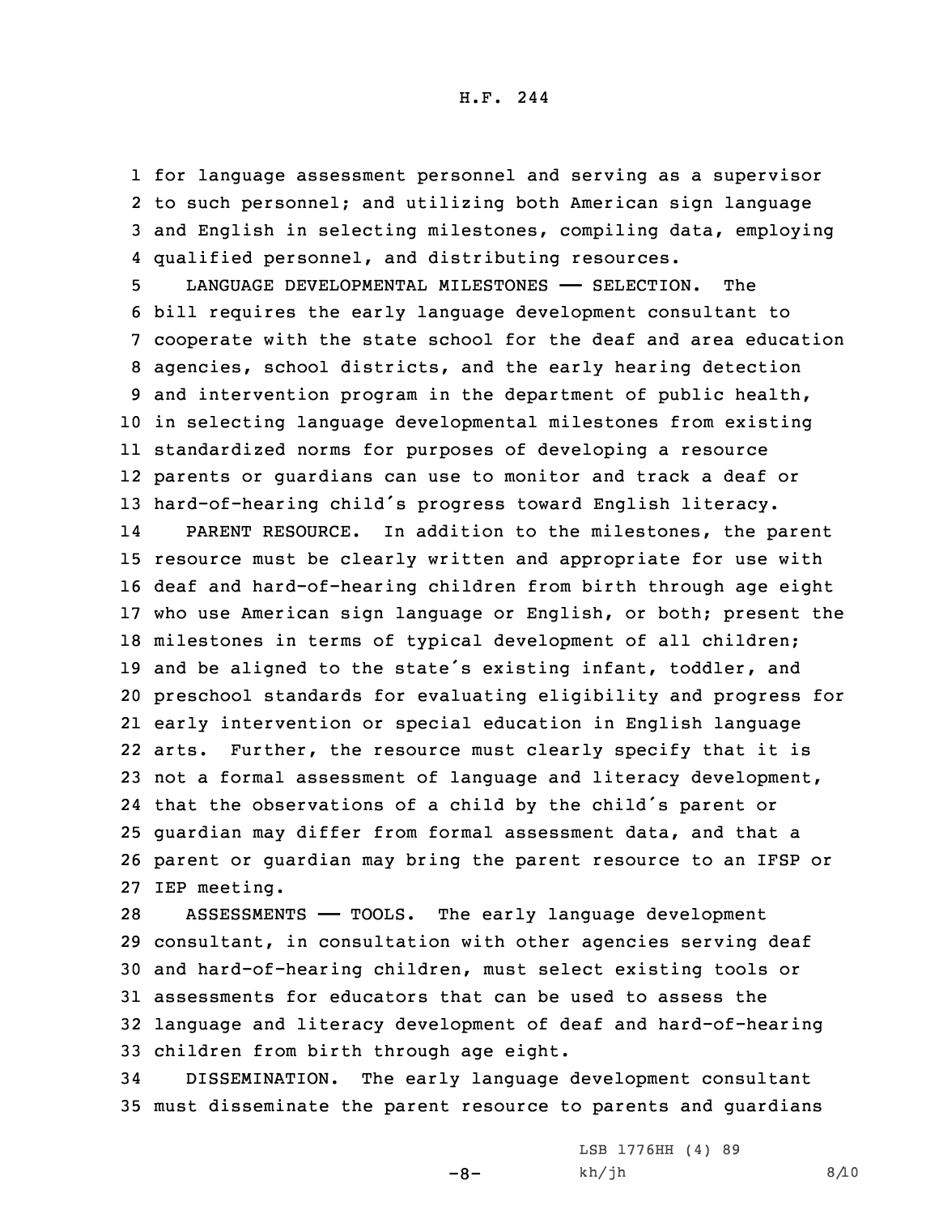for language assessment personnel and serving as a supervisor to such personnel; and utilizing both American sign language and English in selecting milestones, compiling data, employing qualified personnel, and distributing resources.

LANGUAGE DEVELOPMENTAL MILESTONES —— SELECTION. The bill requires the early language development consultant to cooperate with the state school for the deaf and area education agencies, school districts, and the early hearing detection and intervention program in the department of public health, in selecting language developmental milestones from existing standardized norms for purposes of developing a resource parents or guardians can use to monitor and track a deaf or hard-of-hearing child's progress toward English literacy.

PARENT RESOURCE. In addition to the milestones, the parent resource must be clearly written and appropriate for use with deaf and hard-of-hearing children from birth through age eight who use American sign language or English, or both; present the milestones in terms of typical development of all children; and be aligned to the state's existing infant, toddler, and preschool standards for evaluating eligibility and progress for early intervention or special education in English language arts. Further, the resource must clearly specify that it is not a formal assessment of language and literacy development, that the observations of a child by the child's parent or guardian may differ from formal assessment data, and that a parent or guardian may bring the parent resource to an IFSP or IEP meeting.

ASSESSMENTS —— TOOLS. The early language development consultant, in consultation with other agencies serving deaf and hard-of-hearing children, must select existing tools or assessments for educators that can be used to assess the language and literacy development of deaf and hard-of-hearing children from birth through age eight.

DISSEMINATION. The early language development consultant must disseminate the parent resource to parents and guardians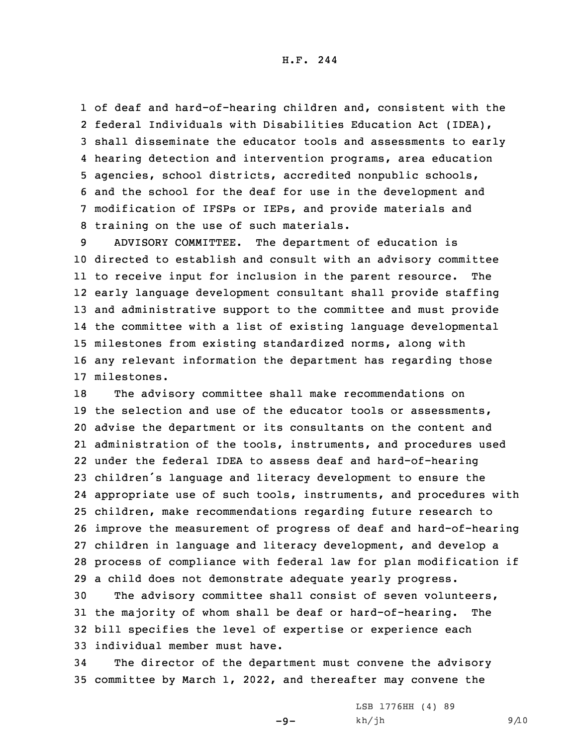of deaf and hard-of-hearing children and, consistent with the federal Individuals with Disabilities Education Act (IDEA), shall disseminate the educator tools and assessments to early hearing detection and intervention programs, area education agencies, school districts, accredited nonpublic schools, and the school for the deaf for use in the development and modification of IFSPs or IEPs, and provide materials and training on the use of such materials.

ADVISORY COMMITTEE. The department of education is directed to establish and consult with an advisory committee to receive input for inclusion in the parent resource. The early language development consultant shall provide staffing and administrative support to the committee and must provide the committee with a list of existing language developmental milestones from existing standardized norms, along with any relevant information the department has regarding those milestones.

The advisory committee shall make recommendations on the selection and use of the educator tools or assessments, advise the department or its consultants on the content and administration of the tools, instruments, and procedures used under the federal IDEA to assess deaf and hard-of-hearing children's language and literacy development to ensure the appropriate use of such tools, instruments, and procedures with children, make recommendations regarding future research to improve the measurement of progress of deaf and hard-of-hearing children in language and literacy development, and develop a process of compliance with federal law for plan modification if a child does not demonstrate adequate yearly progress.

The advisory committee shall consist of seven volunteers, the majority of whom shall be deaf or hard-of-hearing. The bill specifies the level of expertise or experience each individual member must have.

The director of the department must convene the advisory committee by March 1, 2022, and thereafter may convene the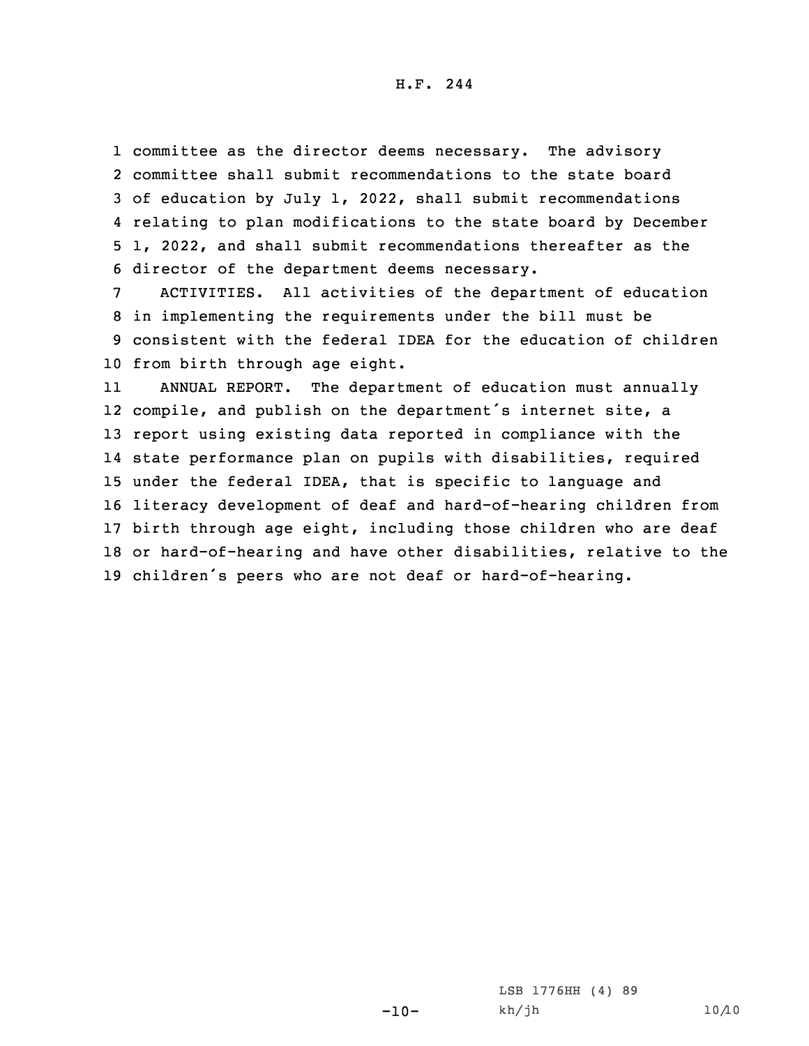committee as the director deems necessary. The advisory committee shall submit recommendations to the state board of education by July 1, 2022, shall submit recommendations relating to plan modifications to the state board by December 1, 2022, and shall submit recommendations thereafter as the director of the department deems necessary.

ACTIVITIES. All activities of the department of education in implementing the requirements under the bill must be consistent with the federal IDEA for the education of children from birth through age eight.

ANNUAL REPORT. The department of education must annually compile, and publish on the department's internet site, a report using existing data reported in compliance with the state performance plan on pupils with disabilities, required under the federal IDEA, that is specific to language and literacy development of deaf and hard-of-hearing children from birth through age eight, including those children who are deaf or hard-of-hearing and have other disabilities, relative to the children's peers who are not deaf or hard-of-hearing.

LSB 1776HH (4) 89
kh/jh